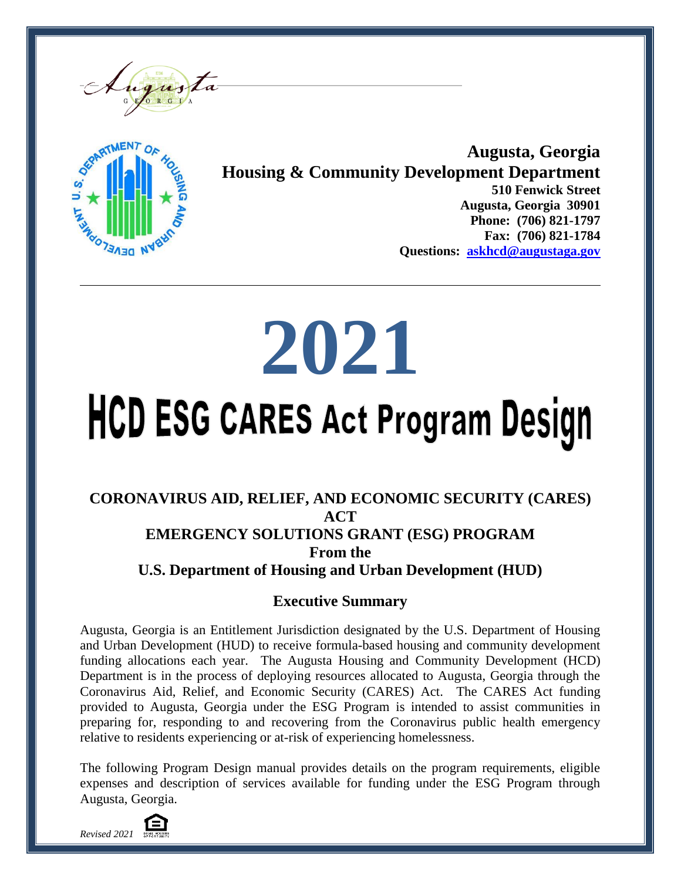**Augusta, Georgia**
**Housing & Community Development Department**
**510 Fenwick Street**
**Augusta, Georgia 30901**
**Phone: (706) 821-1797**
**Fax: (706) 821-1784**
**Questions: askhcd@augustaga.gov**

---

# 2021

# HCD ESG CARES Act Program Design

## CORONAVIRUS AID, RELIEF, AND ECONOMIC SECURITY (CARES) ACT EMERGENCY SOLUTIONS GRANT (ESG) PROGRAM From the U.S. Department of Housing and Urban Development (HUD)

### Executive Summary

Augusta, Georgia is an Entitlement Jurisdiction designated by the U.S. Department of Housing and Urban Development (HUD) to receive formula-based housing and community development funding allocations each year. The Augusta Housing and Community Development (HCD) Department is in the process of deploying resources allocated to Augusta, Georgia through the Coronavirus Aid, Relief, and Economic Security (CARES) Act. The CARES Act funding provided to Augusta, Georgia under the ESG Program is intended to assist communities in preparing for, responding to and recovering from the Coronavirus public health emergency relative to residents experiencing or at-risk of experiencing homelessness.

The following Program Design manual provides details on the program requirements, eligible expenses and description of services available for funding under the ESG Program through Augusta, Georgia.

*Revised 2021*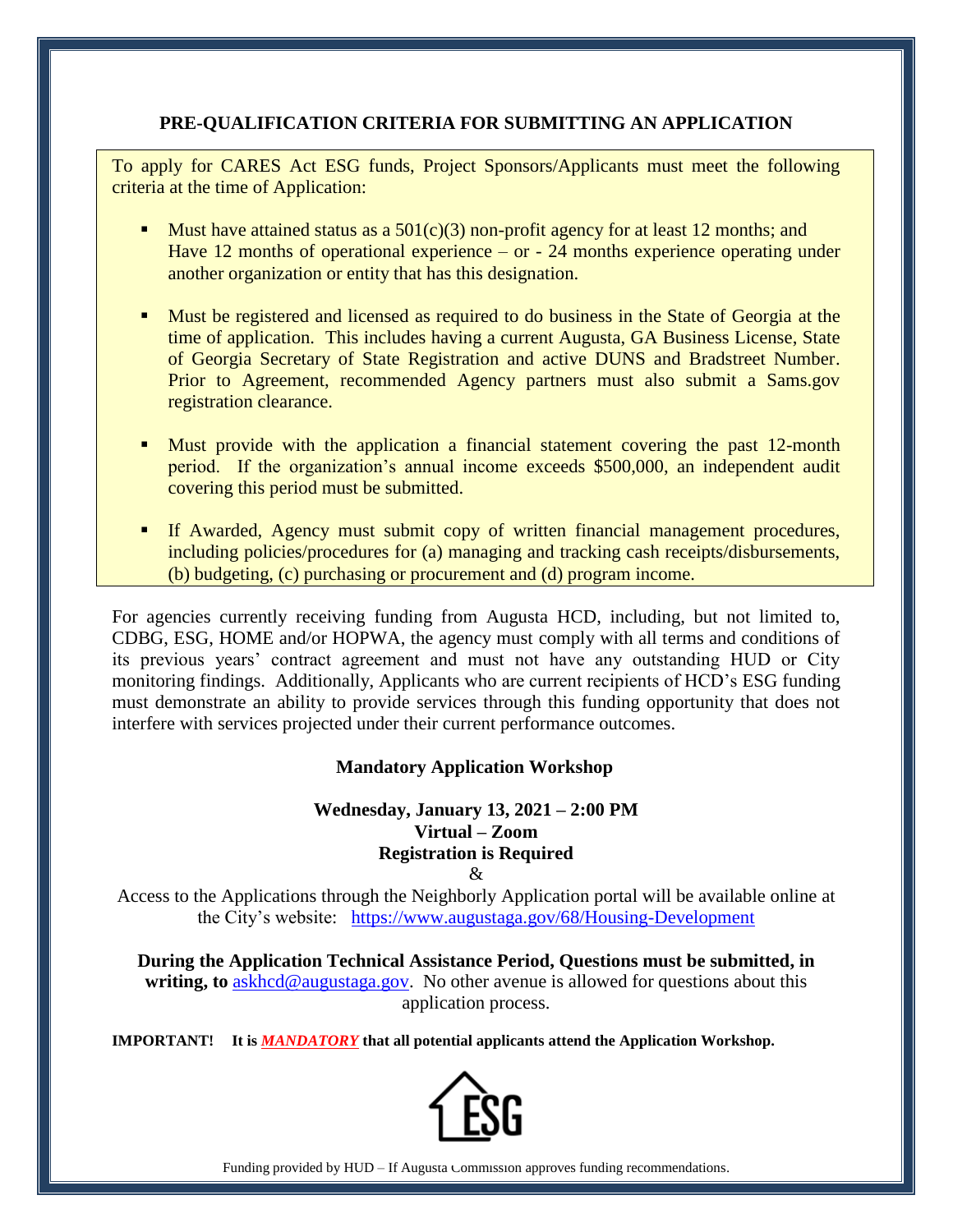## PRE-QUALIFICATION CRITERIA FOR SUBMITTING AN APPLICATION

To apply for CARES Act ESG funds, Project Sponsors/Applicants must meet the following criteria at the time of Application:

- Must have attained status as a 501(c)(3) non-profit agency for at least 12 months; and Have 12 months of operational experience – or - 24 months experience operating under another organization or entity that has this designation.
- Must be registered and licensed as required to do business in the State of Georgia at the time of application. This includes having a current Augusta, GA Business License, State of Georgia Secretary of State Registration and active DUNS and Bradstreet Number. Prior to Agreement, recommended Agency partners must also submit a Sams.gov registration clearance.
- Must provide with the application a financial statement covering the past 12-month period. If the organization's annual income exceeds $500,000, an independent audit covering this period must be submitted.
- If Awarded, Agency must submit copy of written financial management procedures, including policies/procedures for (a) managing and tracking cash receipts/disbursements, (b) budgeting, (c) purchasing or procurement and (d) program income.

For agencies currently receiving funding from Augusta HCD, including, but not limited to, CDBG, ESG, HOME and/or HOPWA, the agency must comply with all terms and conditions of its previous years' contract agreement and must not have any outstanding HUD or City monitoring findings. Additionally, Applicants who are current recipients of HCD's ESG funding must demonstrate an ability to provide services through this funding opportunity that does not interfere with services projected under their current performance outcomes.

**Mandatory Application Workshop**

**Wednesday, January 13, 2021 – 2:00 PM**
**Virtual – Zoom**
**Registration is Required**
&

Access to the Applications through the Neighborly Application portal will be available online at the City's website: https://www.augustaga.gov/68/Housing-Development

**During the Application Technical Assistance Period, Questions must be submitted, in writing, to** askhcd@augustaga.gov. No other avenue is allowed for questions about this application process.

**IMPORTANT! It is *MANDATORY* that all potential applicants attend the Application Workshop.**

ESG

Funding provided by HUD – If Augusta Commission approves funding recommendations.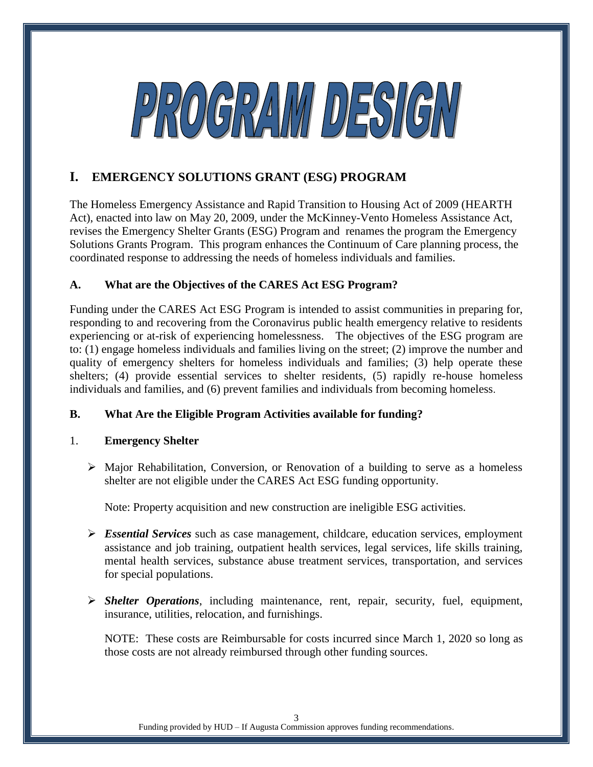# PROGRAM DESIGN

## I. EMERGENCY SOLUTIONS GRANT (ESG) PROGRAM

The Homeless Emergency Assistance and Rapid Transition to Housing Act of 2009 (HEARTH Act), enacted into law on May 20, 2009, under the McKinney-Vento Homeless Assistance Act, revises the Emergency Shelter Grants (ESG) Program and renames the program the Emergency Solutions Grants Program. This program enhances the Continuum of Care planning process, the coordinated response to addressing the needs of homeless individuals and families.

### A. What are the Objectives of the CARES Act ESG Program?

Funding under the CARES Act ESG Program is intended to assist communities in preparing for, responding to and recovering from the Coronavirus public health emergency relative to residents experiencing or at-risk of experiencing homelessness. The objectives of the ESG program are to: (1) engage homeless individuals and families living on the street; (2) improve the number and quality of emergency shelters for homeless individuals and families; (3) help operate these shelters; (4) provide essential services to shelter residents, (5) rapidly re-house homeless individuals and families, and (6) prevent families and individuals from becoming homeless.

### B. What Are the Eligible Program Activities available for funding?

#### 1. Emergency Shelter

- Major Rehabilitation, Conversion, or Renovation of a building to serve as a homeless shelter are not eligible under the CARES Act ESG funding opportunity.

  Note: Property acquisition and new construction are ineligible ESG activities.

- ***Essential Services*** such as case management, childcare, education services, employment assistance and job training, outpatient health services, legal services, life skills training, mental health services, substance abuse treatment services, transportation, and services for special populations.

- ***Shelter Operations***, including maintenance, rent, repair, security, fuel, equipment, insurance, utilities, relocation, and furnishings.

  NOTE: These costs are Reimbursable for costs incurred since March 1, 2020 so long as those costs are not already reimbursed through other funding sources.

Funding provided by HUD – If Augusta Commission approves funding recommendations.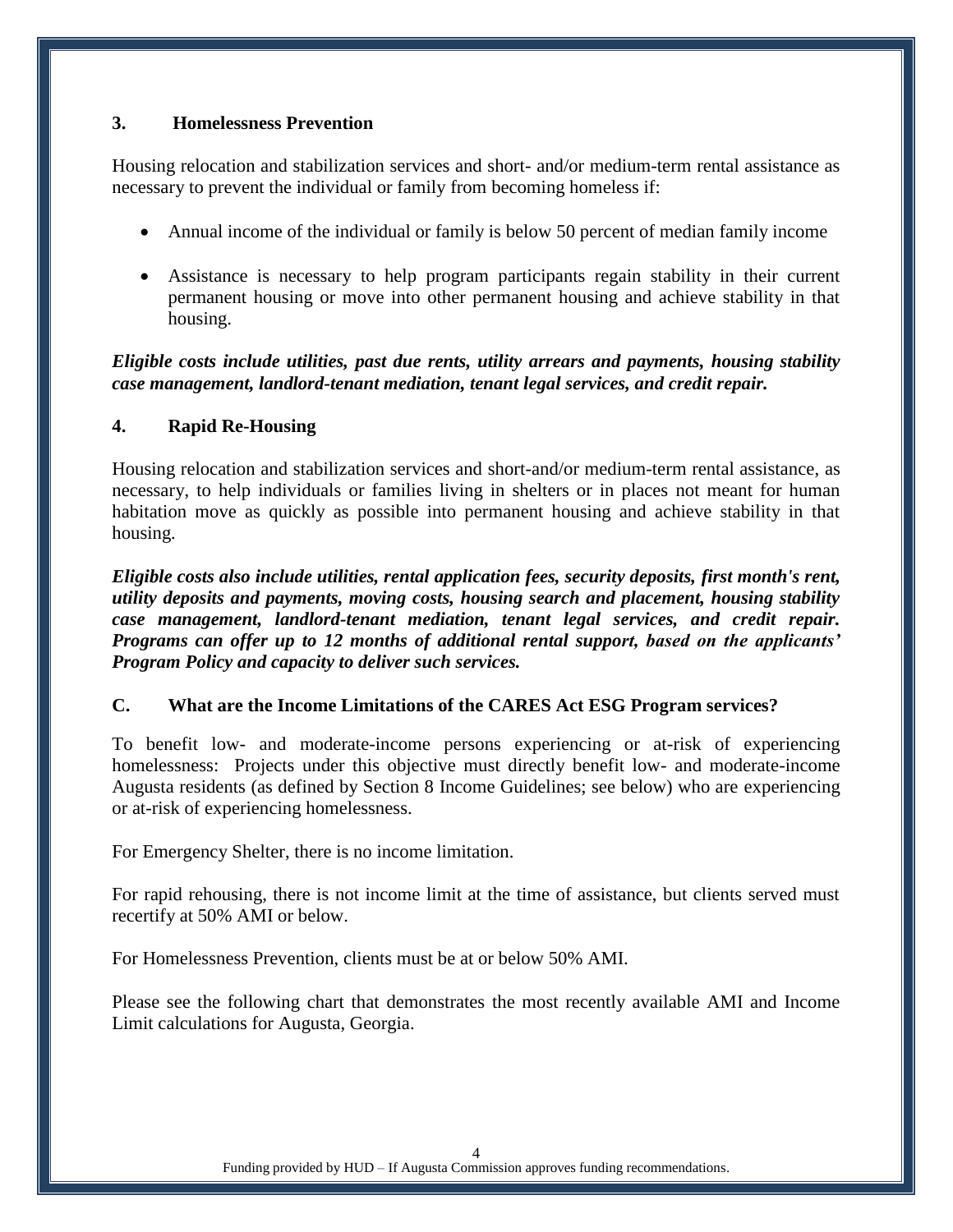### 3. Homelessness Prevention

Housing relocation and stabilization services and short- and/or medium-term rental assistance as necessary to prevent the individual or family from becoming homeless if:

- Annual income of the individual or family is below 50 percent of median family income
- Assistance is necessary to help program participants regain stability in their current permanent housing or move into other permanent housing and achieve stability in that housing.

***Eligible costs include utilities, past due rents, utility arrears and payments, housing stability case management, landlord-tenant mediation, tenant legal services, and credit repair.***

### 4. Rapid Re-Housing

Housing relocation and stabilization services and short-and/or medium-term rental assistance, as necessary, to help individuals or families living in shelters or in places not meant for human habitation move as quickly as possible into permanent housing and achieve stability in that housing.

***Eligible costs also include utilities, rental application fees, security deposits, first month's rent, utility deposits and payments, moving costs, housing search and placement, housing stability case management, landlord-tenant mediation, tenant legal services, and credit repair. Programs can offer up to 12 months of additional rental support, based on the applicants' Program Policy and capacity to deliver such services.***

## C. What are the Income Limitations of the CARES Act ESG Program services?

To benefit low- and moderate-income persons experiencing or at-risk of experiencing homelessness: Projects under this objective must directly benefit low- and moderate-income Augusta residents (as defined by Section 8 Income Guidelines; see below) who are experiencing or at-risk of experiencing homelessness.

For Emergency Shelter, there is no income limitation.

For rapid rehousing, there is not income limit at the time of assistance, but clients served must recertify at 50% AMI or below.

For Homelessness Prevention, clients must be at or below 50% AMI.

Please see the following chart that demonstrates the most recently available AMI and Income Limit calculations for Augusta, Georgia.

Funding provided by HUD – If Augusta Commission approves funding recommendations.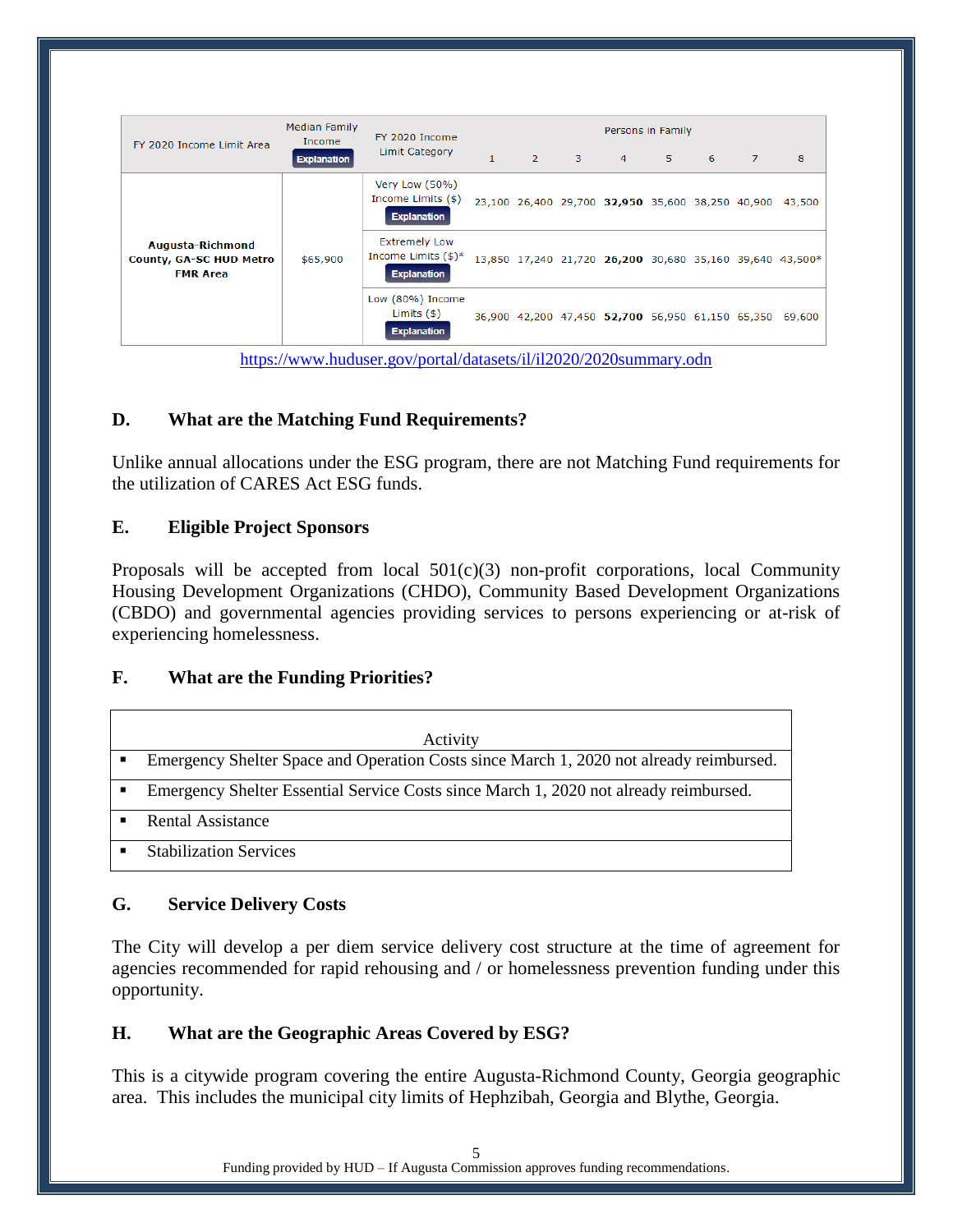| FY 2020 Income Limit Area | Median Family Income Explanation | FY 2020 Income Limit Category | Persons in Family | | | | | | | |
|---|---|---|---|---|---|---|---|---|---|---|
| | | | 1 | 2 | 3 | 4 | 5 | 6 | 7 | 8 |
| **Augusta-Richmond County, GA-SC HUD Metro FMR Area** | $65,900 | Very Low (50%) Income Limits ($) Explanation | 23,100 | 26,400 | 29,700 | **32,950** | 35,600 | 38,250 | 40,900 | 43,500 |
| | | Extremely Low Income Limits ($)* Explanation | 13,850 | 17,240 | 21,720 | **26,200** | 30,680 | 35,160 | 39,640 | 43,500* |
| | | Low (80%) Income Limits ($) Explanation | 36,900 | 42,200 | 47,450 | **52,700** | 56,950 | 61,150 | 65,350 | 69,600 |

https://www.huduser.gov/portal/datasets/il/il2020/2020summary.odn

## D. What are the Matching Fund Requirements?

Unlike annual allocations under the ESG program, there are not Matching Fund requirements for the utilization of CARES Act ESG funds.

## E. Eligible Project Sponsors

Proposals will be accepted from local 501(c)(3) non-profit corporations, local Community Housing Development Organizations (CHDO), Community Based Development Organizations (CBDO) and governmental agencies providing services to persons experiencing or at-risk of experiencing homelessness.

## F. What are the Funding Priorities?

| Activity |
|---|
| ▪ Emergency Shelter Space and Operation Costs since March 1, 2020 not already reimbursed. |
| ▪ Emergency Shelter Essential Service Costs since March 1, 2020 not already reimbursed. |
| ▪ Rental Assistance |
| ▪ Stabilization Services |

## G. Service Delivery Costs

The City will develop a per diem service delivery cost structure at the time of agreement for agencies recommended for rapid rehousing and / or homelessness prevention funding under this opportunity.

## H. What are the Geographic Areas Covered by ESG?

This is a citywide program covering the entire Augusta-Richmond County, Georgia geographic area. This includes the municipal city limits of Hephzibah, Georgia and Blythe, Georgia.

Funding provided by HUD – If Augusta Commission approves funding recommendations.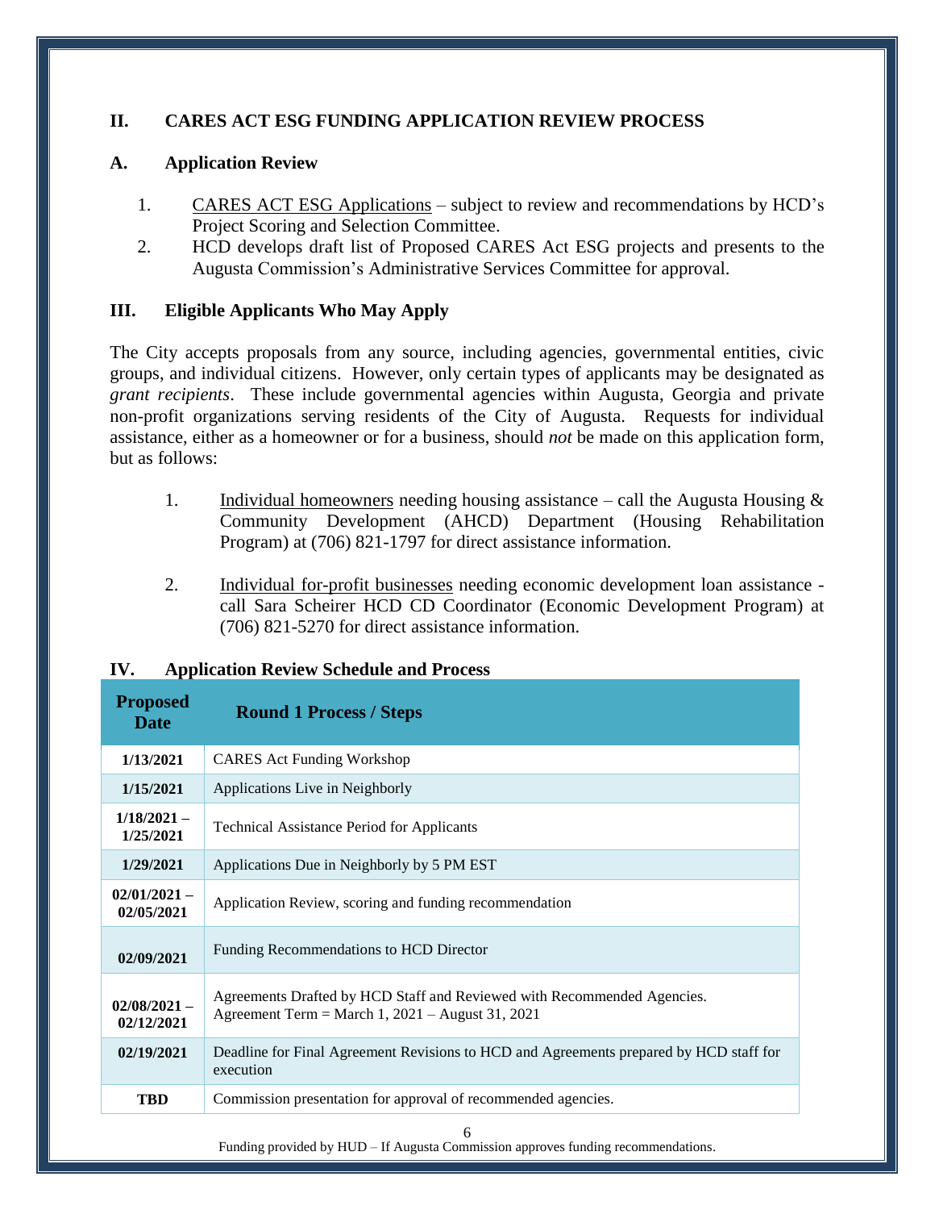## II. CARES ACT ESG FUNDING APPLICATION REVIEW PROCESS

### A. Application Review

1. CARES ACT ESG Applications – subject to review and recommendations by HCD's Project Scoring and Selection Committee.
2. HCD develops draft list of Proposed CARES Act ESG projects and presents to the Augusta Commission's Administrative Services Committee for approval.

## III. Eligible Applicants Who May Apply

The City accepts proposals from any source, including agencies, governmental entities, civic groups, and individual citizens. However, only certain types of applicants may be designated as *grant recipients*. These include governmental agencies within Augusta, Georgia and private non-profit organizations serving residents of the City of Augusta. Requests for individual assistance, either as a homeowner or for a business, should *not* be made on this application form, but as follows:

1. Individual homeowners needing housing assistance – call the Augusta Housing & Community Development (AHCD) Department (Housing Rehabilitation Program) at (706) 821-1797 for direct assistance information.

2. Individual for-profit businesses needing economic development loan assistance - call Sara Scheirer HCD CD Coordinator (Economic Development Program) at (706) 821-5270 for direct assistance information.

## IV. Application Review Schedule and Process

| Proposed Date | Round 1 Process / Steps |
|---|---|
| 1/13/2021 | CARES Act Funding Workshop |
| 1/15/2021 | Applications Live in Neighborly |
| 1/18/2021 – 1/25/2021 | Technical Assistance Period for Applicants |
| 1/29/2021 | Applications Due in Neighborly by 5 PM EST |
| 02/01/2021 – 02/05/2021 | Application Review, scoring and funding recommendation |
| 02/09/2021 | Funding Recommendations to HCD Director |
| 02/08/2021 – 02/12/2021 | Agreements Drafted by HCD Staff and Reviewed with Recommended Agencies. Agreement Term = March 1, 2021 – August 31, 2021 |
| 02/19/2021 | Deadline for Final Agreement Revisions to HCD and Agreements prepared by HCD staff for execution |
| TBD | Commission presentation for approval of recommended agencies. |

Funding provided by HUD – If Augusta Commission approves funding recommendations.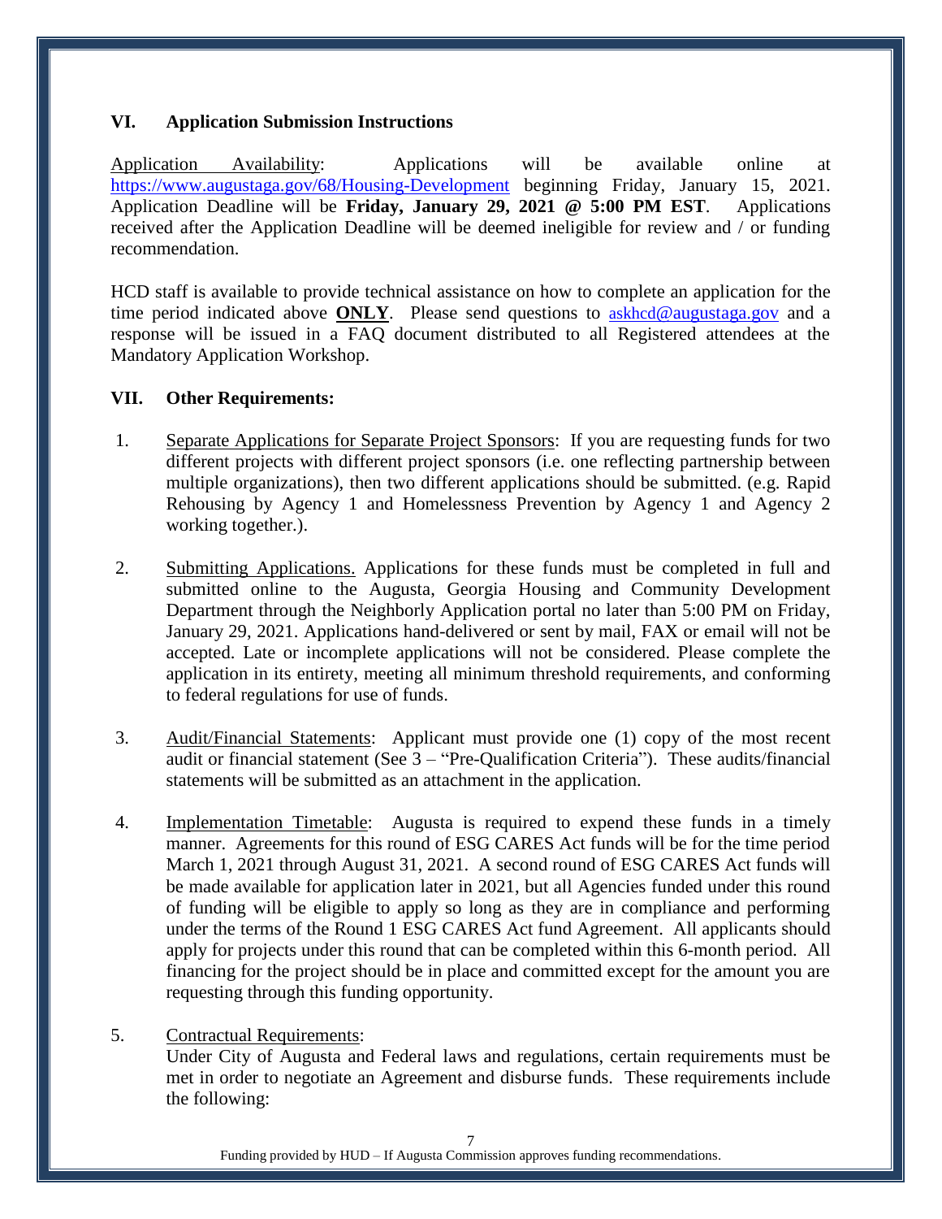## VI. Application Submission Instructions

Application Availability: Applications will be available online at https://www.augustaga.gov/68/Housing-Development beginning Friday, January 15, 2021. Application Deadline will be **Friday, January 29, 2021 @ 5:00 PM EST**. Applications received after the Application Deadline will be deemed ineligible for review and / or funding recommendation.

HCD staff is available to provide technical assistance on how to complete an application for the time period indicated above **ONLY**. Please send questions to askhcd@augustaga.gov and a response will be issued in a FAQ document distributed to all Registered attendees at the Mandatory Application Workshop.

## VII. Other Requirements:

1. Separate Applications for Separate Project Sponsors: If you are requesting funds for two different projects with different project sponsors (i.e. one reflecting partnership between multiple organizations), then two different applications should be submitted. (e.g. Rapid Rehousing by Agency 1 and Homelessness Prevention by Agency 1 and Agency 2 working together.).

2. Submitting Applications. Applications for these funds must be completed in full and submitted online to the Augusta, Georgia Housing and Community Development Department through the Neighborly Application portal no later than 5:00 PM on Friday, January 29, 2021. Applications hand-delivered or sent by mail, FAX or email will not be accepted. Late or incomplete applications will not be considered. Please complete the application in its entirety, meeting all minimum threshold requirements, and conforming to federal regulations for use of funds.

3. Audit/Financial Statements: Applicant must provide one (1) copy of the most recent audit or financial statement (See 3 – "Pre-Qualification Criteria"). These audits/financial statements will be submitted as an attachment in the application.

4. Implementation Timetable: Augusta is required to expend these funds in a timely manner. Agreements for this round of ESG CARES Act funds will be for the time period March 1, 2021 through August 31, 2021. A second round of ESG CARES Act funds will be made available for application later in 2021, but all Agencies funded under this round of funding will be eligible to apply so long as they are in compliance and performing under the terms of the Round 1 ESG CARES Act fund Agreement. All applicants should apply for projects under this round that can be completed within this 6-month period. All financing for the project should be in place and committed except for the amount you are requesting through this funding opportunity.

5. Contractual Requirements:
   Under City of Augusta and Federal laws and regulations, certain requirements must be met in order to negotiate an Agreement and disburse funds. These requirements include the following:

Funding provided by HUD – If Augusta Commission approves funding recommendations.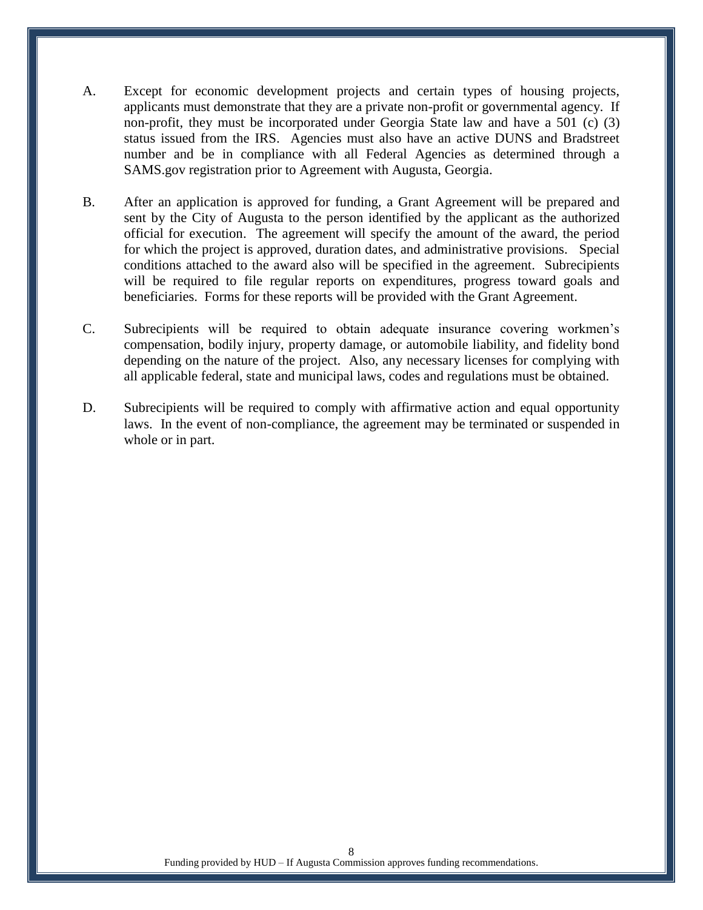A. Except for economic development projects and certain types of housing projects, applicants must demonstrate that they are a private non-profit or governmental agency. If non-profit, they must be incorporated under Georgia State law and have a 501 (c) (3) status issued from the IRS. Agencies must also have an active DUNS and Bradstreet number and be in compliance with all Federal Agencies as determined through a SAMS.gov registration prior to Agreement with Augusta, Georgia.

B. After an application is approved for funding, a Grant Agreement will be prepared and sent by the City of Augusta to the person identified by the applicant as the authorized official for execution. The agreement will specify the amount of the award, the period for which the project is approved, duration dates, and administrative provisions. Special conditions attached to the award also will be specified in the agreement. Subrecipients will be required to file regular reports on expenditures, progress toward goals and beneficiaries. Forms for these reports will be provided with the Grant Agreement.

C. Subrecipients will be required to obtain adequate insurance covering workmen's compensation, bodily injury, property damage, or automobile liability, and fidelity bond depending on the nature of the project. Also, any necessary licenses for complying with all applicable federal, state and municipal laws, codes and regulations must be obtained.

D. Subrecipients will be required to comply with affirmative action and equal opportunity laws. In the event of non-compliance, the agreement may be terminated or suspended in whole or in part.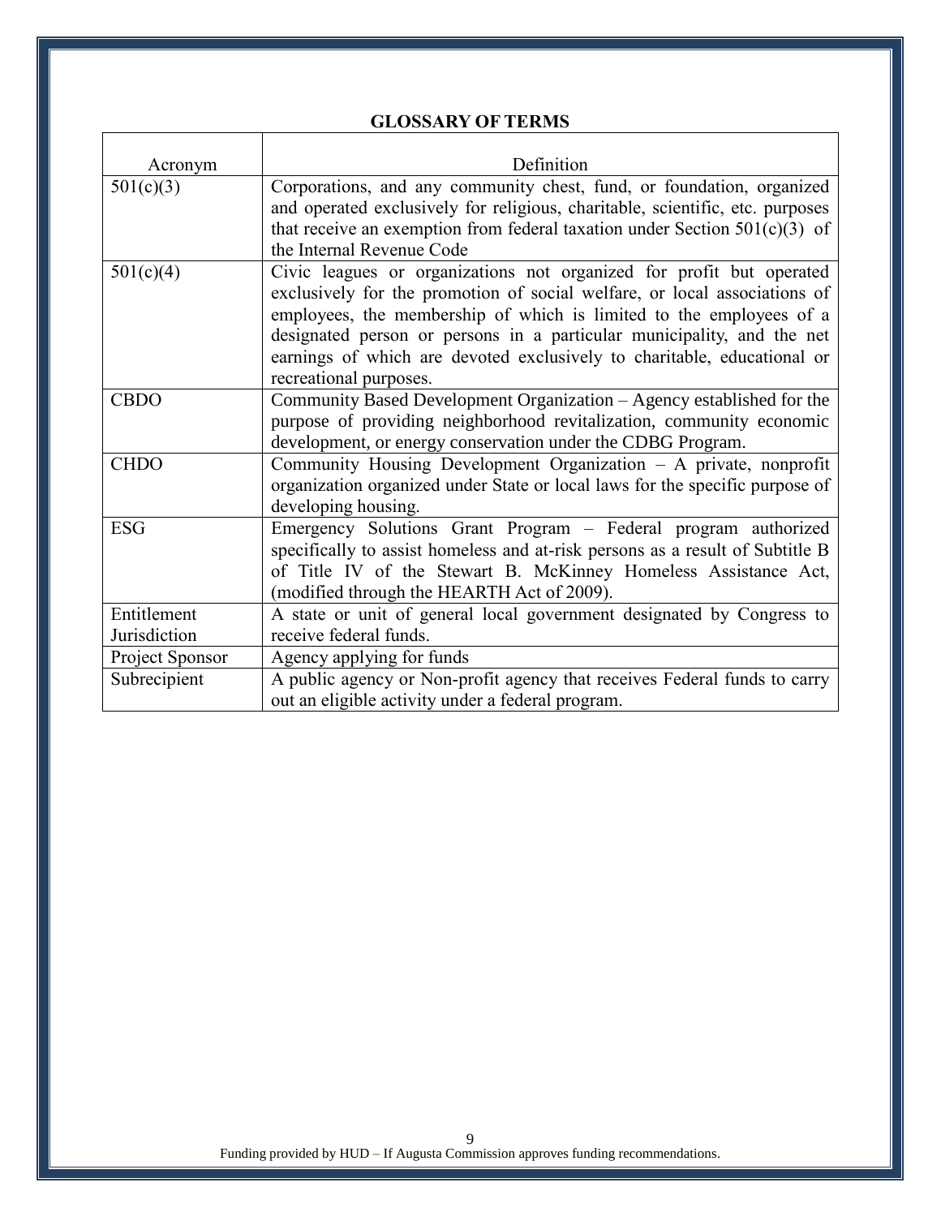**GLOSSARY OF TERMS**

| Acronym | Definition |
|---|---|
| 501(c)(3) | Corporations, and any community chest, fund, or foundation, organized and operated exclusively for religious, charitable, scientific, etc. purposes that receive an exemption from federal taxation under Section 501(c)(3) of the Internal Revenue Code |
| 501(c)(4) | Civic leagues or organizations not organized for profit but operated exclusively for the promotion of social welfare, or local associations of employees, the membership of which is limited to the employees of a designated person or persons in a particular municipality, and the net earnings of which are devoted exclusively to charitable, educational or recreational purposes. |
| CBDO | Community Based Development Organization – Agency established for the purpose of providing neighborhood revitalization, community economic development, or energy conservation under the CDBG Program. |
| CHDO | Community Housing Development Organization – A private, nonprofit organization organized under State or local laws for the specific purpose of developing housing. |
| ESG | Emergency Solutions Grant Program – Federal program authorized specifically to assist homeless and at-risk persons as a result of Subtitle B of Title IV of the Stewart B. McKinney Homeless Assistance Act, (modified through the HEARTH Act of 2009). |
| Entitlement Jurisdiction | A state or unit of general local government designated by Congress to receive federal funds. |
| Project Sponsor | Agency applying for funds |
| Subrecipient | A public agency or Non-profit agency that receives Federal funds to carry out an eligible activity under a federal program. |

Funding provided by HUD – If Augusta Commission approves funding recommendations.